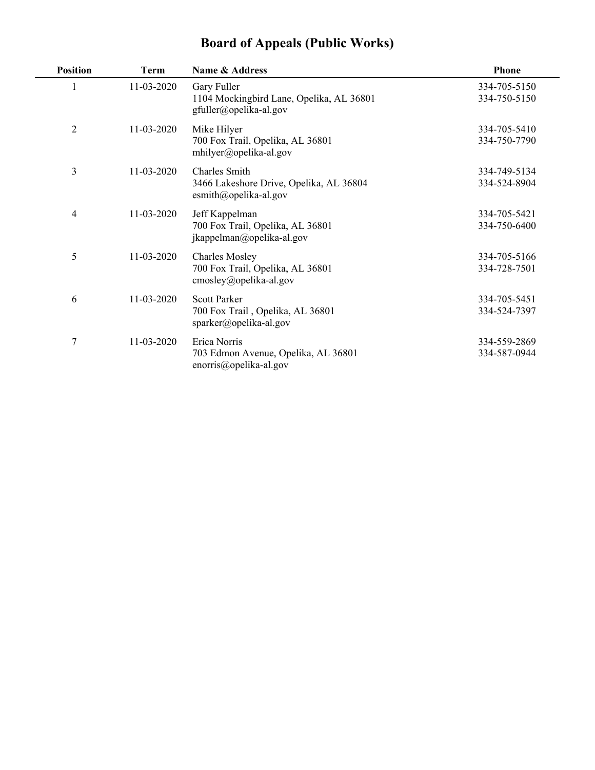# Board of Appeals (Public Works)

| Position | Term | Name & Address | Phone |
|---|---|---|---|
| 1 | 11-03-2020 | Gary Fuller<br>1104 Mockingbird Lane, Opelika, AL 36801<br>gfuller@opelika-al.gov | 334-705-5150<br>334-750-5150 |
| 2 | 11-03-2020 | Mike Hilyer<br>700 Fox Trail, Opelika, AL 36801<br>mhilyer@opelika-al.gov | 334-705-5410<br>334-750-7790 |
| 3 | 11-03-2020 | Charles Smith<br>3466 Lakeshore Drive, Opelika, AL 36804<br>esmith@opelika-al.gov | 334-749-5134<br>334-524-8904 |
| 4 | 11-03-2020 | Jeff Kappelman<br>700 Fox Trail, Opelika, AL 36801<br>jkappelman@opelika-al.gov | 334-705-5421<br>334-750-6400 |
| 5 | 11-03-2020 | Charles Mosley<br>700 Fox Trail, Opelika, AL 36801<br>cmosley@opelika-al.gov | 334-705-5166<br>334-728-7501 |
| 6 | 11-03-2020 | Scott Parker<br>700 Fox Trail , Opelika, AL 36801<br>sparker@opelika-al.gov | 334-705-5451<br>334-524-7397 |
| 7 | 11-03-2020 | Erica Norris<br>703 Edmon Avenue, Opelika, AL 36801<br>enorris@opelika-al.gov | 334-559-2869<br>334-587-0944 |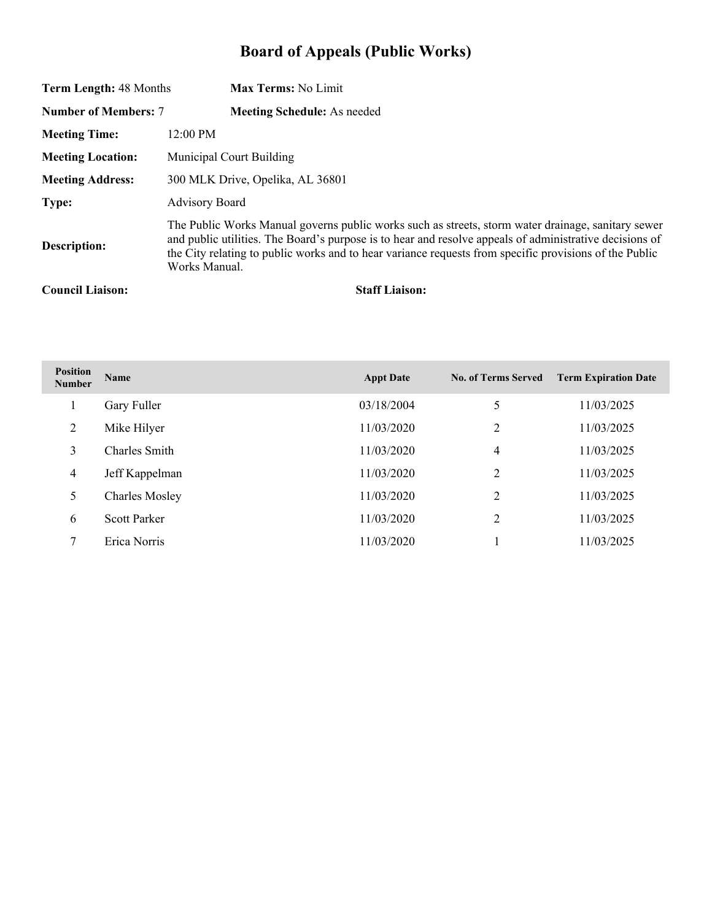# Board of Appeals (Public Works)

**Term Length:** 48 Months **Max Terms:** No Limit

**Number of Members:** 7 **Meeting Schedule:** As needed

**Meeting Time:** 12:00 PM

**Meeting Location:** Municipal Court Building

**Meeting Address:** 300 MLK Drive, Opelika, AL 36801

**Type:** Advisory Board

**Description:** The Public Works Manual governs public works such as streets, storm water drainage, sanitary sewer and public utilities. The Board's purpose is to hear and resolve appeals of administrative decisions of the City relating to public works and to hear variance requests from specific provisions of the Public Works Manual.

**Council Liaison:** **Staff Liaison:**

| Position Number | Name | Appt Date | No. of Terms Served | Term Expiration Date |
|---|---|---|---|---|
| 1 | Gary Fuller | 03/18/2004 | 5 | 11/03/2025 |
| 2 | Mike Hilyer | 11/03/2020 | 2 | 11/03/2025 |
| 3 | Charles Smith | 11/03/2020 | 4 | 11/03/2025 |
| 4 | Jeff Kappelman | 11/03/2020 | 2 | 11/03/2025 |
| 5 | Charles Mosley | 11/03/2020 | 2 | 11/03/2025 |
| 6 | Scott Parker | 11/03/2020 | 2 | 11/03/2025 |
| 7 | Erica Norris | 11/03/2020 | 1 | 11/03/2025 |